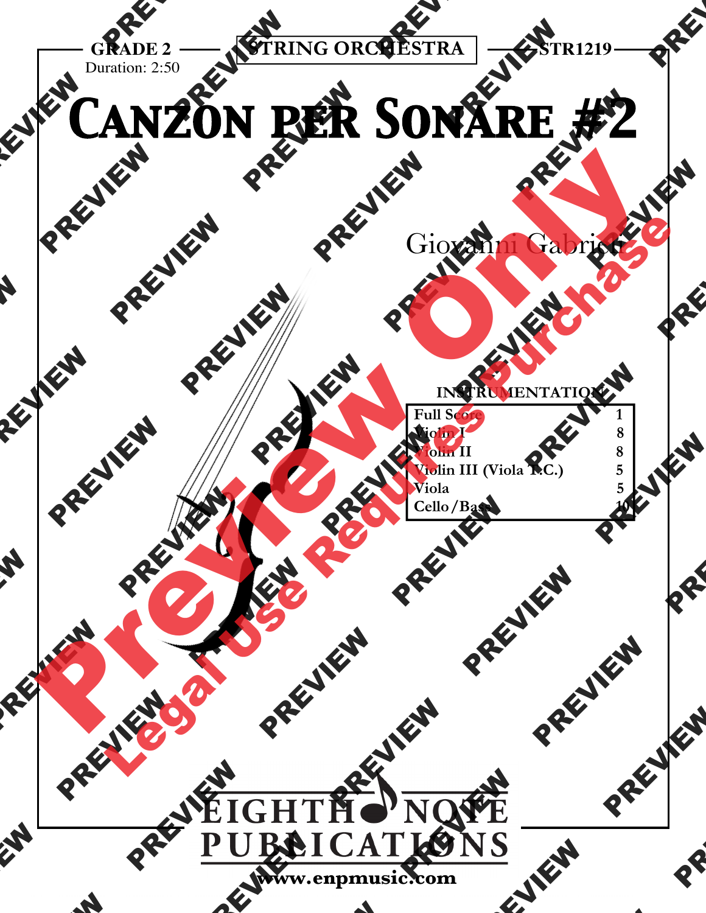GRADE 2
Duration: 2:50

STRING ORCHESTRA

STR1219

# Canzon per Sonare #2

Giovanni Gabrieli

INSTRUMENTATION

| | |
|---|---|
| Full Score | 1 |
| Violin I | 8 |
| Violin II | 8 |
| Violin III (Viola T.C.) | 5 |
| Viola | 5 |
| Cello/Bass | 10 |

EIGHTH NOTE PUBLICATIONS

www.enpmusic.com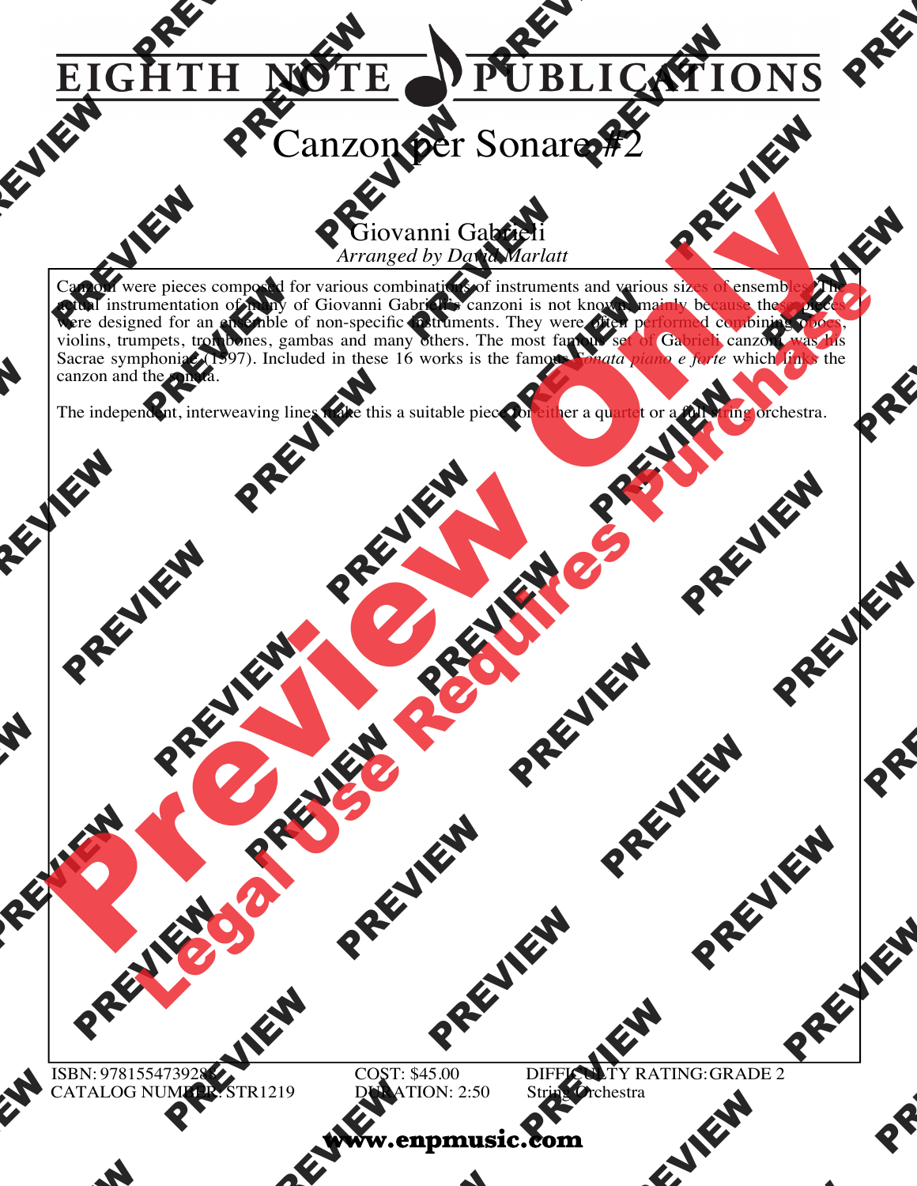# EIGHTH NOTE PUBLICATIONS

## Canzon per Sonare #2

### Giovanni Gabrieli

*Arranged by David Marlatt*

Canzoni were pieces composed for various combinations of instruments and various sizes of ensembles. The actual instrumentation of many of Giovanni Gabrieli's canzoni is not known mainly because these pieces were designed for an ensemble of non-specific instruments. They were often performed combining oboes, violins, trumpets, trombones, gambas and many others. The most famous set of Gabrieli canzoni was his Sacrae symphoniae (1597). Included in these 16 works is the famous *Sonata piano e forte* which links the canzon and the sonata.

The independent, interweaving lines make this a suitable piece for either a quartet or a full string orchestra.

ISBN: 9781554739288
CATALOG NUMBER: STR1219
COST: $45.00
DURATION: 2:50
DIFFICULTY RATING: GRADE 2
String Orchestra

**www.enpmusic.com**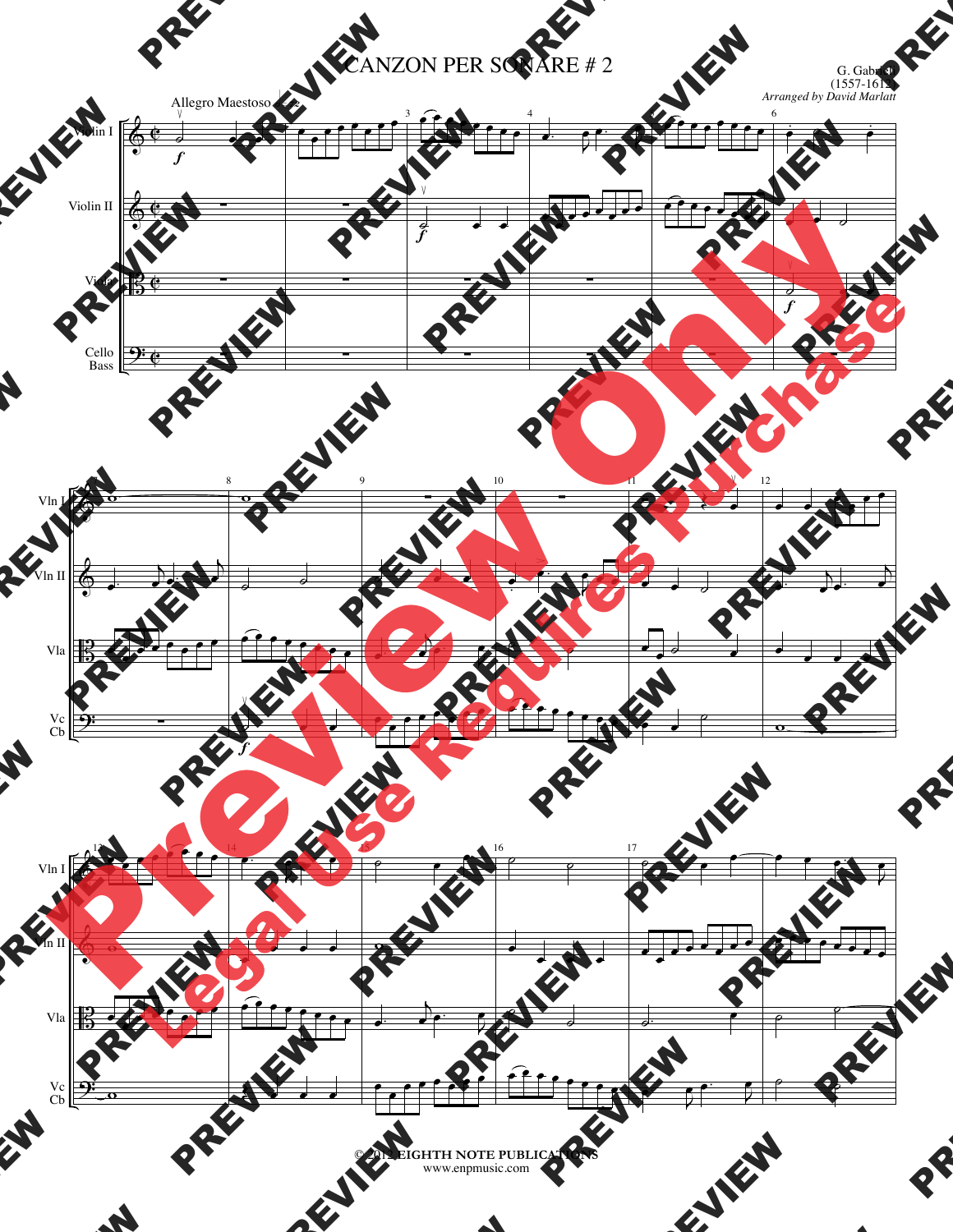# CANZON PER SONARE # 2

G. Gabrieli
(1557-1612)
*Arranged by David Marlatt*

Allegro Maestoso

Violin I

Violin II

Viola

Cello
Bass

© 2012 EIGHTH NOTE PUBLICATIONS
www.enpmusic.com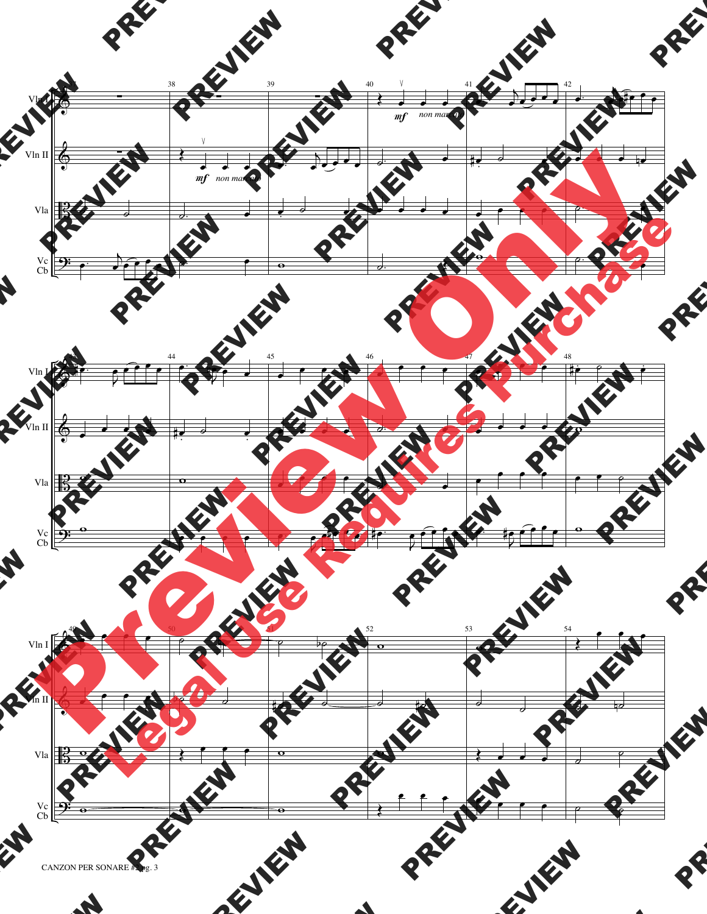Vln I

Vln II

Vla

Vc
Cb

*mf* *non marcato*

*mf* *non marcato*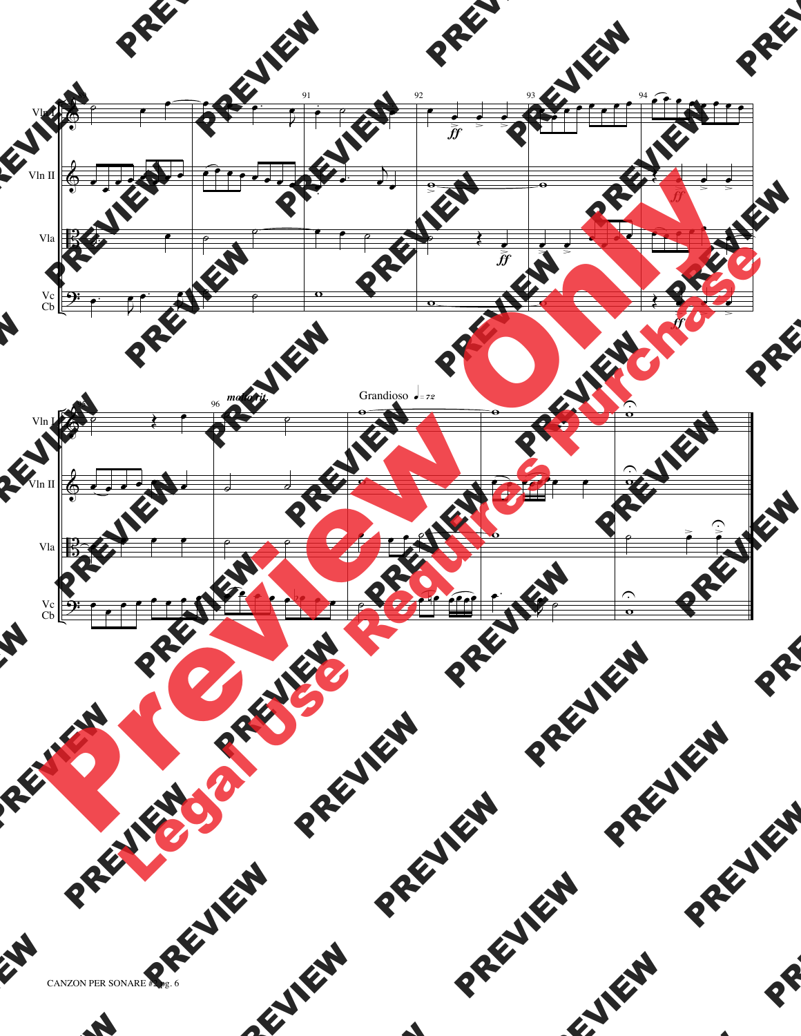Vln I

Vln II

Vla

Vc
Cb

90 91 92 93 94

ff

ff

ff

ff

95 96

molto rit.

Grandioso ♩= 72

Vln I

Vln II

Vla

Vc
Cb